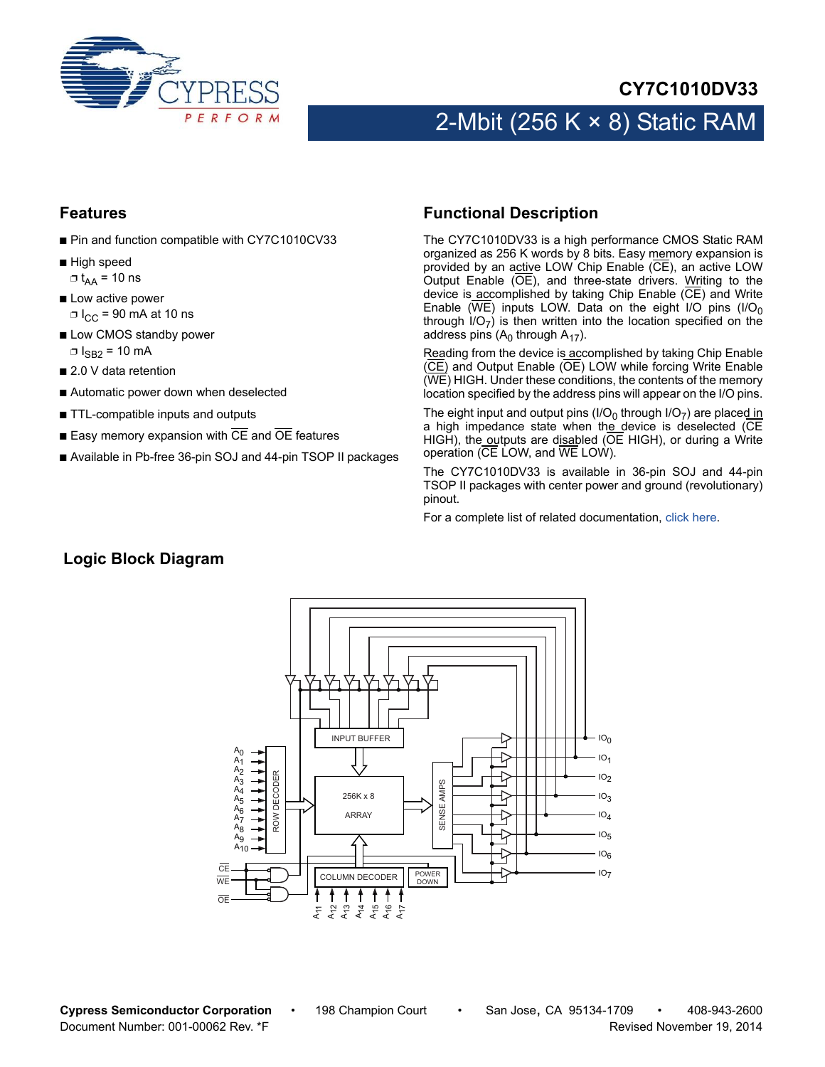# CY7C1010DV33

## 2-Mbit (256 K × 8) Static RAM

## Features

- Pin and function compatible with CY7C1010CV33
- High speed
  - $t_{AA}$ = 10 ns
- Low active power
  - $I_{CC}$ = 90 mA at 10 ns
- Low CMOS standby power
  - $I_{SB2}$ = 10 mA
- 2.0 V data retention
- Automatic power down when deselected
- TTL-compatible inputs and outputs
- Easy memory expansion with $\overline{CE}$ and $\overline{OE}$ features
- Available in Pb-free 36-pin SOJ and 44-pin TSOP II packages

## Functional Description

The CY7C1010DV33 is a high performance CMOS Static RAM organized as 256 K words by 8 bits. Easy memory expansion is provided by an active LOW Chip Enable ($\overline{CE}$), an active LOW Output Enable ($\overline{OE}$), and three-state drivers. Writing to the device is accomplished by taking Chip Enable ($\overline{CE}$) and Write Enable ($\overline{WE}$) inputs LOW. Data on the eight I/O pins ($I/O_0$ through $I/O_7$) is then written into the location specified on the address pins ($A_0$ through $A_{17}$).

Reading from the device is accomplished by taking Chip Enable ($\overline{CE}$) and Output Enable ($\overline{OE}$) LOW while forcing Write Enable ($\overline{WE}$) HIGH. Under these conditions, the contents of the memory location specified by the address pins will appear on the I/O pins.

The eight input and output pins ($I/O_0$ through $I/O_7$) are placed in a high impedance state when the device is deselected ($\overline{CE}$ HIGH), the outputs are disabled ($\overline{OE}$ HIGH), or during a Write operation ($\overline{CE}$ LOW, and $\overline{WE}$ LOW).

The CY7C1010DV33 is available in 36-pin SOJ and 44-pin TSOP II packages with center power and ground (revolutionary) pinout.

For a complete list of related documentation, click here.

## Logic Block Diagram

INPUT BUFFER

$A_0$ $A_1$ $A_2$ $A_3$ $A_4$ $A_5$ $A_6$ $A_7$ $A_8$ $A_9$ $A_{10}$

ROW DECODER

256K x 8 ARRAY

SENSE AMPS

$IO_0$ $IO_1$ $IO_2$ $IO_3$ $IO_4$ $IO_5$ $IO_6$ $IO_7$

$\overline{CE}$ $\overline{WE}$ $\overline{OE}$

COLUMN DECODER

POWER DOWN

$A_{11}$ $A_{12}$ $A_{13}$ $A_{14}$ $A_{15}$ $A_{16}$ $A_{17}$

Cypress Semiconductor Corporation • 198 Champion Court • San Jose, CA 95134-1709 • 408-943-2600
Document Number: 001-00062 Rev. *F Revised November 19, 2014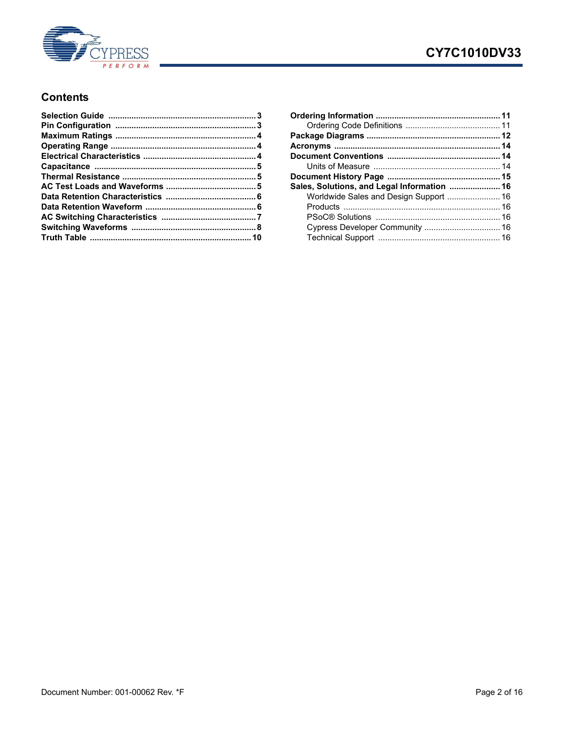## Contents

- **Selection Guide** ........ 3
- **Pin Configuration** ........ 3
- **Maximum Ratings** ........ 4
- **Operating Range** ........ 4
- **Electrical Characteristics** ........ 4
- **Capacitance** ........ 5
- **Thermal Resistance** ........ 5
- **AC Test Loads and Waveforms** ........ 5
- **Data Retention Characteristics** ........ 6
- **Data Retention Waveform** ........ 6
- **AC Switching Characteristics** ........ 7
- **Switching Waveforms** ........ 8
- **Truth Table** ........ 10
- **Ordering Information** ........ 11
  - Ordering Code Definitions ........ 11
- **Package Diagrams** ........ 12
- **Acronyms** ........ 14
- **Document Conventions** ........ 14
  - Units of Measure ........ 14
- **Document History Page** ........ 15
- **Sales, Solutions, and Legal Information** ........ 16
  - Worldwide Sales and Design Support ........ 16
  - Products ........ 16
  - PSoC® Solutions ........ 16
  - Cypress Developer Community ........ 16
  - Technical Support ........ 16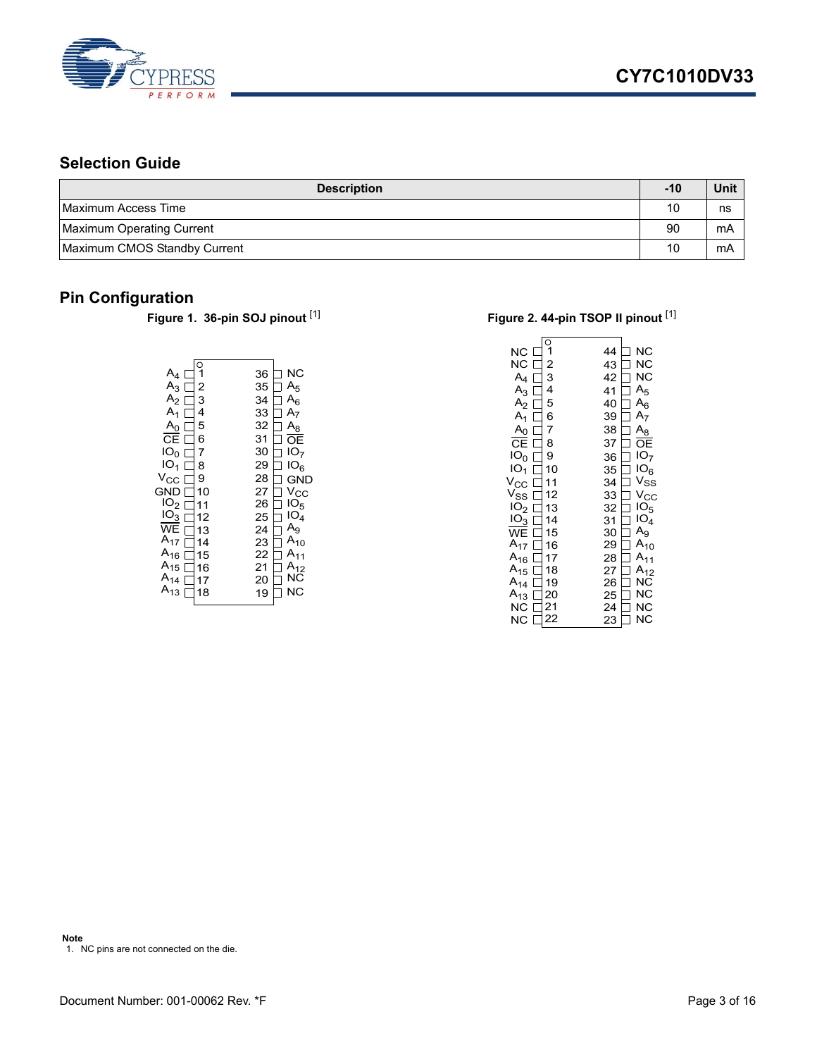## Selection Guide

| Description | -10 | Unit |
|---|---|---|
| Maximum Access Time | 10 | ns |
| Maximum Operating Current | 90 | mA |
| Maximum CMOS Standby Current | 10 | mA |

## Pin Configuration

**Figure 1. 36-pin SOJ pinout** [1]

| Signal | Pin | Pin | Signal |
|---|---|---|---|
| $A_4$ | 1 | 36 | NC |
| $A_3$ | 2 | 35 | $A_5$ |
| $A_2$ | 3 | 34 | $A_6$ |
| $A_1$ | 4 | 33 | $A_7$ |
| $A_0$ | 5 | 32 | $A_8$ |
| $\overline{CE}$ | 6 | 31 | $\overline{OE}$ |
| $IO_0$ | 7 | 30 | $IO_7$ |
| $IO_1$ | 8 | 29 | $IO_6$ |
| $V_{CC}$ | 9 | 28 | GND |
| GND | 10 | 27 | $V_{CC}$ |
| $IO_2$ | 11 | 26 | $IO_5$ |
| $IO_3$ | 12 | 25 | $IO_4$ |
| $\overline{WE}$ | 13 | 24 | $A_9$ |
| $A_{17}$ | 14 | 23 | $A_{10}$ |
| $A_{16}$ | 15 | 22 | $A_{11}$ |
| $A_{15}$ | 16 | 21 | $A_{12}$ |
| $A_{14}$ | 17 | 20 | NC |
| $A_{13}$ | 18 | 19 | NC |

**Figure 2. 44-pin TSOP II pinout** [1]

| Signal | Pin | Pin | Signal |
|---|---|---|---|
| NC | 1 | 44 | NC |
| NC | 2 | 43 | NC |
| $A_4$ | 3 | 42 | NC |
| $A_3$ | 4 | 41 | $A_5$ |
| $A_2$ | 5 | 40 | $A_6$ |
| $A_1$ | 6 | 39 | $A_7$ |
| $A_0$ | 7 | 38 | $A_8$ |
| $\overline{CE}$ | 8 | 37 | $\overline{OE}$ |
| $IO_0$ | 9 | 36 | $IO_7$ |
| $IO_1$ | 10 | 35 | $IO_6$ |
| $V_{CC}$ | 11 | 34 | $V_{SS}$ |
| $V_{SS}$ | 12 | 33 | $V_{CC}$ |
| $IO_2$ | 13 | 32 | $IO_5$ |
| $IO_3$ | 14 | 31 | $IO_4$ |
| $\overline{WE}$ | 15 | 30 | $A_9$ |
| $A_{17}$ | 16 | 29 | $A_{10}$ |
| $A_{16}$ | 17 | 28 | $A_{11}$ |
| $A_{15}$ | 18 | 27 | $A_{12}$ |
| $A_{14}$ | 19 | 26 | NC |
| $A_{13}$ | 20 | 25 | NC |
| NC | 21 | 24 | NC |
| NC | 22 | 23 | NC |

**Note**

1. NC pins are not connected on the die.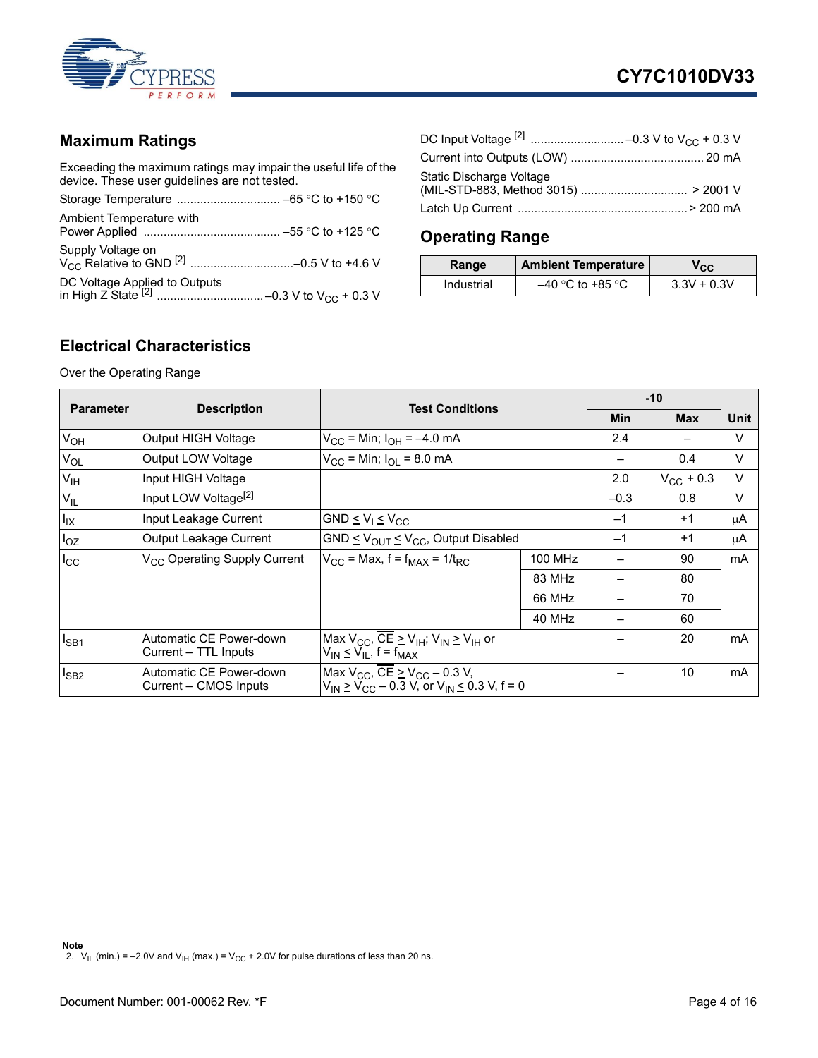## Maximum Ratings

Exceeding the maximum ratings may impair the useful life of the device. These user guidelines are not tested.

Storage Temperature ............................... –65 °C to +150 °C

Ambient Temperature with Power Applied ......................................... –55 °C to +125 °C

Supply Voltage on $V_{CC}$ Relative to GND [2] ...............................–0.5 V to +4.6 V

DC Voltage Applied to Outputs in High Z State [2] ................................ –0.3 V to $V_{CC}$ + 0.3 V

DC Input Voltage [2] ............................ –0.3 V to $V_{CC}$ + 0.3 V

Current into Outputs (LOW) ........................................ 20 mA

Static Discharge Voltage (MIL-STD-883, Method 3015) ................................ > 2001 V

Latch Up Current .................................................. > 200 mA

## Operating Range

| Range | Ambient Temperature | $V_{CC}$ |
|---|---|---|
| Industrial | –40 °C to +85 °C | 3.3V ± 0.3V |

## Electrical Characteristics

Over the Operating Range

| Parameter | Description | Test Conditions | | -10 Min | -10 Max | Unit |
|---|---|---|---|---|---|---|
| $V_{OH}$ | Output HIGH Voltage | $V_{CC}$ = Min; $I_{OH}$ = –4.0 mA | | 2.4 | – | V |
| $V_{OL}$ | Output LOW Voltage | $V_{CC}$ = Min; $I_{OL}$ = 8.0 mA | | – | 0.4 | V |
| $V_{IH}$ | Input HIGH Voltage | | | 2.0 | $V_{CC}$ + 0.3 | V |
| $V_{IL}$ | Input LOW Voltage[2] | | | –0.3 | 0.8 | V |
| $I_{IX}$ | Input Leakage Current | GND ≤ $V_I$ ≤ $V_{CC}$ | | –1 | +1 | µA |
| $I_{OZ}$ | Output Leakage Current | GND ≤ $V_{OUT}$ ≤ $V_{CC}$, Output Disabled | | –1 | +1 | µA |
| $I_{CC}$ | $V_{CC}$ Operating Supply Current | $V_{CC}$ = Max, f = $f_{MAX}$ = $1/t_{RC}$ | 100 MHz | – | 90 | mA |
| | | | 83 MHz | – | 80 | |
| | | | 66 MHz | – | 70 | |
| | | | 40 MHz | – | 60 | |
| $I_{SB1}$ | Automatic CE Power-down Current – TTL Inputs | Max $V_{CC}$, $\overline{CE}$ ≥ $V_{IH}$; $V_{IN}$ ≥ $V_{IH}$ or $V_{IN}$ ≤ $V_{IL}$, f = $f_{MAX}$ | | – | 20 | mA |
| $I_{SB2}$ | Automatic CE Power-down Current – CMOS Inputs | Max $V_{CC}$, $\overline{CE}$ ≥ $V_{CC}$ – 0.3 V, $V_{IN}$ ≥ $V_{CC}$ – 0.3 V, or $V_{IN}$ ≤ 0.3 V, f = 0 | | – | 10 | mA |

**Note**

2. $V_{IL}$ (min.) = –2.0V and $V_{IH}$ (max.) = $V_{CC}$ + 2.0V for pulse durations of less than 20 ns.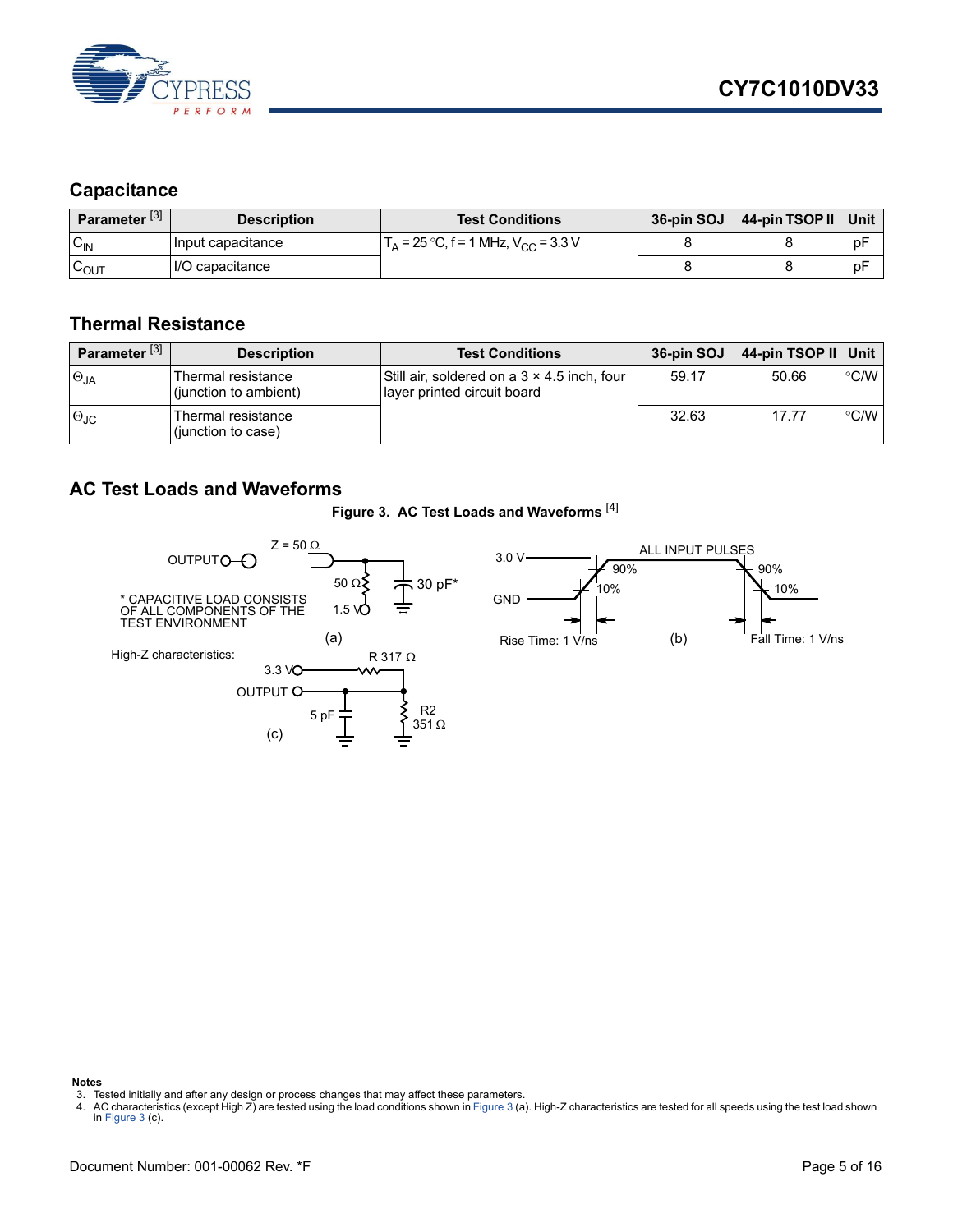## Capacitance

| Parameter [3] | Description | Test Conditions | 36-pin SOJ | 44-pin TSOP II | Unit |
|---|---|---|---|---|---|
| $C_{IN}$ | Input capacitance | $T_A$ = 25 °C, f = 1 MHz, $V_{CC}$ = 3.3 V | 8 | 8 | pF |
| $C_{OUT}$ | I/O capacitance | | 8 | 8 | pF |

## Thermal Resistance

| Parameter [3] | Description | Test Conditions | 36-pin SOJ | 44-pin TSOP II | Unit |
|---|---|---|---|---|---|
| $\Theta_{JA}$ | Thermal resistance (junction to ambient) | Still air, soldered on a 3 × 4.5 inch, four layer printed circuit board | 59.17 | 50.66 | °C/W |
| $\Theta_{JC}$ | Thermal resistance (junction to case) | | 32.63 | 17.77 | °C/W |

## AC Test Loads and Waveforms

**Figure 3. AC Test Loads and Waveforms [4]**

OUTPUT, Z = 50 Ω, 50 Ω, 1.5 V, 30 pF*

* CAPACITIVE LOAD CONSISTS OF ALL COMPONENTS OF THE TEST ENVIRONMENT

(a)

ALL INPUT PULSES: 3.0 V, GND, 90%, 10%, Rise Time: 1 V/ns, Fall Time: 1 V/ns

(b)

High-Z characteristics: 3.3 V, R 317 Ω, OUTPUT, 5 pF, R2 351 Ω

(c)

**Notes**

3. Tested initially and after any design or process changes that may affect these parameters.
4. AC characteristics (except High Z) are tested using the load conditions shown in Figure 3 (a). High-Z characteristics are tested for all speeds using the test load shown in Figure 3 (c).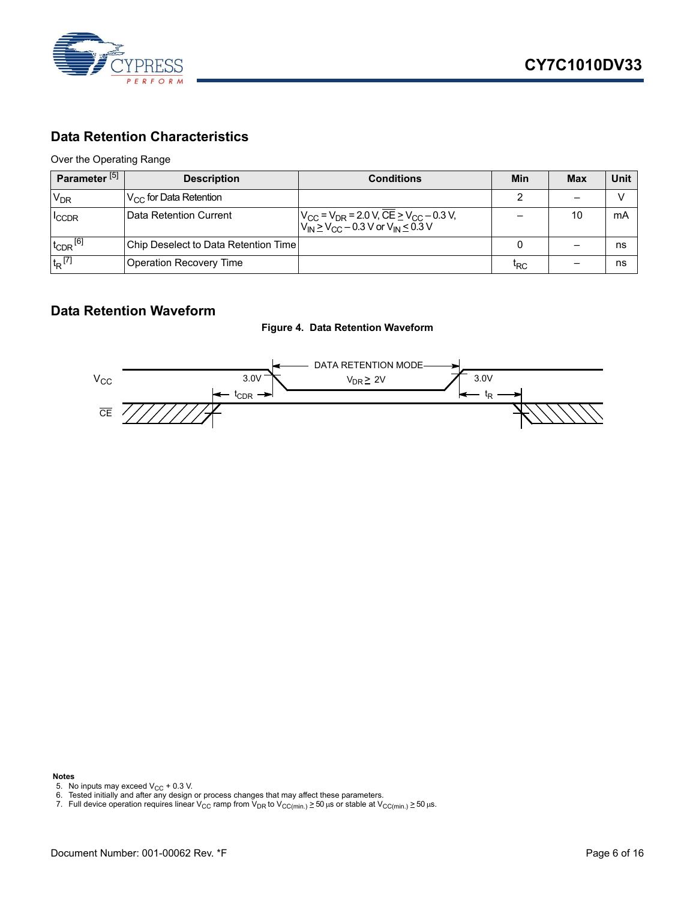## Data Retention Characteristics

Over the Operating Range

| Parameter [5] | Description | Conditions | Min | Max | Unit |
|---|---|---|---|---|---|
| $V_{DR}$ | $V_{CC}$ for Data Retention | | 2 | – | V |
| $I_{CCDR}$ | Data Retention Current | $V_{CC} = V_{DR} = 2.0\ V$, $\overline{CE} \geq V_{CC} - 0.3\ V$, $V_{IN} \geq V_{CC} - 0.3\ V$ or $V_{IN} \leq 0.3\ V$ | – | 10 | mA |
| $t_{CDR}$ [6] | Chip Deselect to Data Retention Time | | 0 | – | ns |
| $t_R$ [7] | Operation Recovery Time | | $t_{RC}$ | – | ns |

## Data Retention Waveform

**Figure 4. Data Retention Waveform**

DATA RETENTION MODE

$V_{CC}$ 3.0V $V_{DR} \geq 2V$ 3.0V

$t_{CDR}$ $t_R$

$\overline{CE}$

**Notes**

5. No inputs may exceed $V_{CC}$ + 0.3 V.
6. Tested initially and after any design or process changes that may affect these parameters.
7. Full device operation requires linear $V_{CC}$ ramp from $V_{DR}$ to $V_{CC(min.)} \geq 50\ \mu s$ or stable at $V_{CC(min.)} \geq 50\ \mu s$.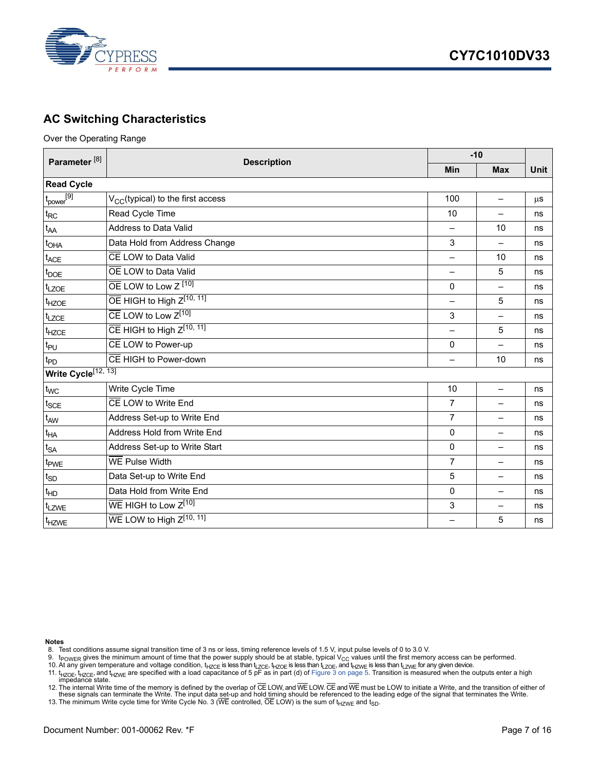## AC Switching Characteristics

Over the Operating Range

| Parameter [8] | Description | -10 | | Unit |
|---|---|---|---|---|
| | | Min | Max | |
| **Read Cycle** | | | | |
| $t_{power}$[9] | $V_{CC}$(typical) to the first access | 100 | – | µs |
| $t_{RC}$ | Read Cycle Time | 10 | – | ns |
| $t_{AA}$ | Address to Data Valid | – | 10 | ns |
| $t_{OHA}$ | Data Hold from Address Change | 3 | – | ns |
| $t_{ACE}$ | $\overline{CE}$ LOW to Data Valid | – | 10 | ns |
| $t_{DOE}$ | $\overline{OE}$ LOW to Data Valid | – | 5 | ns |
| $t_{LZOE}$ | $\overline{OE}$ LOW to Low Z [10] | 0 | – | ns |
| $t_{HZOE}$ | $\overline{OE}$ HIGH to High Z[10, 11] | – | 5 | ns |
| $t_{LZCE}$ | $\overline{CE}$ LOW to Low Z[10] | 3 | – | ns |
| $t_{HZCE}$ | $\overline{CE}$ HIGH to High Z[10, 11] | – | 5 | ns |
| $t_{PU}$ | $\overline{CE}$ LOW to Power-up | 0 | – | ns |
| $t_{PD}$ | $\overline{CE}$ HIGH to Power-down | – | 10 | ns |
| **Write Cycle**[12, 13] | | | | |
| $t_{WC}$ | Write Cycle Time | 10 | – | ns |
| $t_{SCE}$ | $\overline{CE}$ LOW to Write End | 7 | – | ns |
| $t_{AW}$ | Address Set-up to Write End | 7 | – | ns |
| $t_{HA}$ | Address Hold from Write End | 0 | – | ns |
| $t_{SA}$ | Address Set-up to Write Start | 0 | – | ns |
| $t_{PWE}$ | $\overline{WE}$ Pulse Width | 7 | – | ns |
| $t_{SD}$ | Data Set-up to Write End | 5 | – | ns |
| $t_{HD}$ | Data Hold from Write End | 0 | – | ns |
| $t_{LZWE}$ | $\overline{WE}$ HIGH to Low Z[10] | 3 | – | ns |
| $t_{HZWE}$ | $\overline{WE}$ LOW to High Z[10, 11] | – | 5 | ns |

**Notes**

8. Test conditions assume signal transition time of 3 ns or less, timing reference levels of 1.5 V, input pulse levels of 0 to 3.0 V.
9. $t_{POWER}$ gives the minimum amount of time that the power supply should be at stable, typical $V_{CC}$ values until the first memory access can be performed.
10. At any given temperature and voltage condition, $t_{HZCE}$ is less than $t_{LZCE}$, $t_{HZOE}$ is less than $t_{LZOE}$, and $t_{HZWE}$ is less than $t_{LZWE}$ for any given device.
11. $t_{HZOE}$, $t_{HZCE}$, and $t_{HZWE}$ are specified with a load capacitance of 5 pF as in part (d) of Figure 3 on page 5. Transition is measured when the outputs enter a high impedance state.
12. The internal Write time of the memory is defined by the overlap of $\overline{CE}$ LOW, and $\overline{WE}$ LOW. $\overline{CE}$ and $\overline{WE}$ must be LOW to initiate a Write, and the transition of either of these signals can terminate the Write. The input data set-up and hold timing should be referenced to the leading edge of the signal that terminates the Write.
13. The minimum Write cycle time for Write Cycle No. 3 ($\overline{WE}$ controlled, $\overline{OE}$ LOW) is the sum of $t_{HZWE}$ and $t_{SD}$.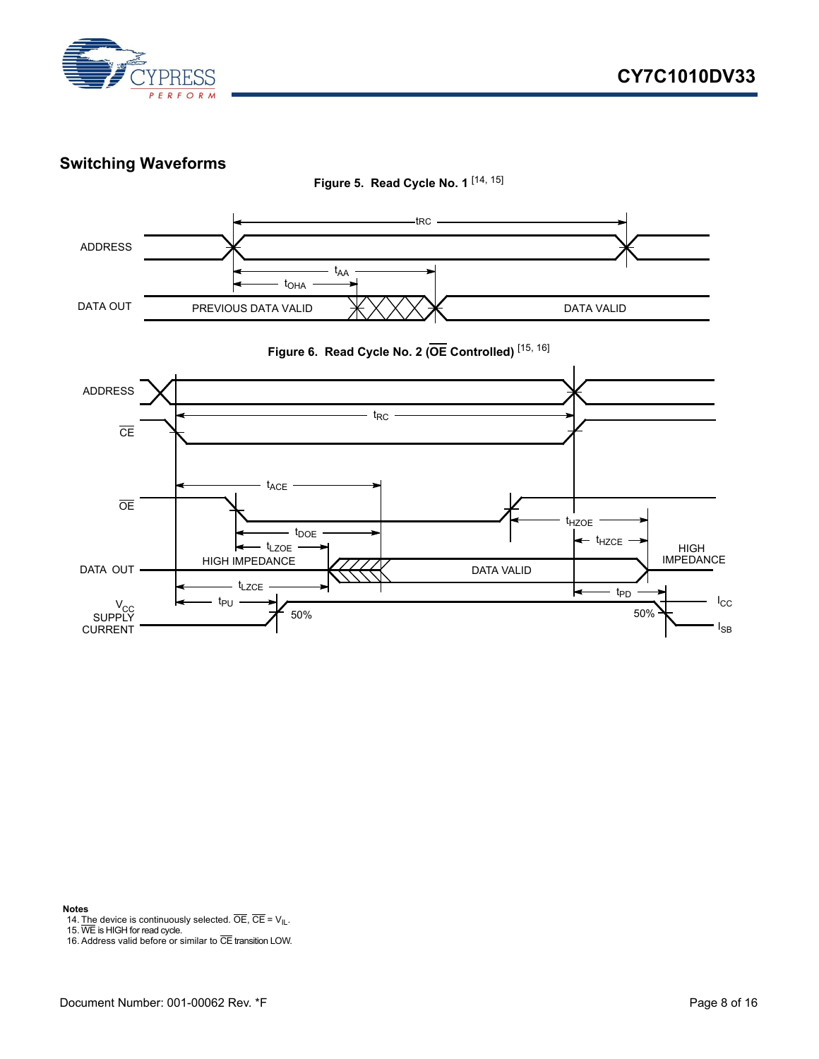## Switching Waveforms

**Figure 5. Read Cycle No. 1** [14, 15]

**Figure 6. Read Cycle No. 2 (OE Controlled)** [15, 16]

**Notes**

14. The device is continuously selected. $\overline{OE}$, $\overline{CE}$ = $V_{IL}$.
15. $\overline{WE}$ is HIGH for read cycle.
16. Address valid before or similar to $\overline{CE}$ transition LOW.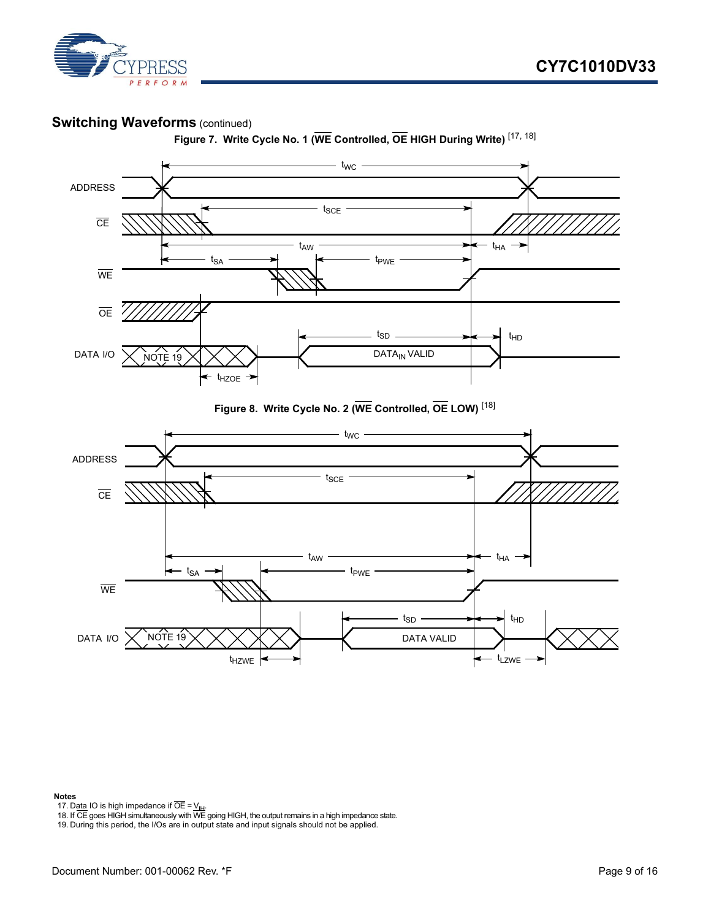## Switching Waveforms (continued)

**Figure 7. Write Cycle No. 1 ($\overline{WE}$ Controlled, $\overline{OE}$ HIGH During Write)** [17, 18]

**Figure 8. Write Cycle No. 2 ($\overline{WE}$ Controlled, $\overline{OE}$ LOW)** [18]

**Notes**

17. Data IO is high impedance if $\overline{OE} = V_{IH}$.
18. If $\overline{CE}$ goes HIGH simultaneously with $\overline{WE}$ going HIGH, the output remains in a high impedance state.
19. During this period, the I/Os are in output state and input signals should not be applied.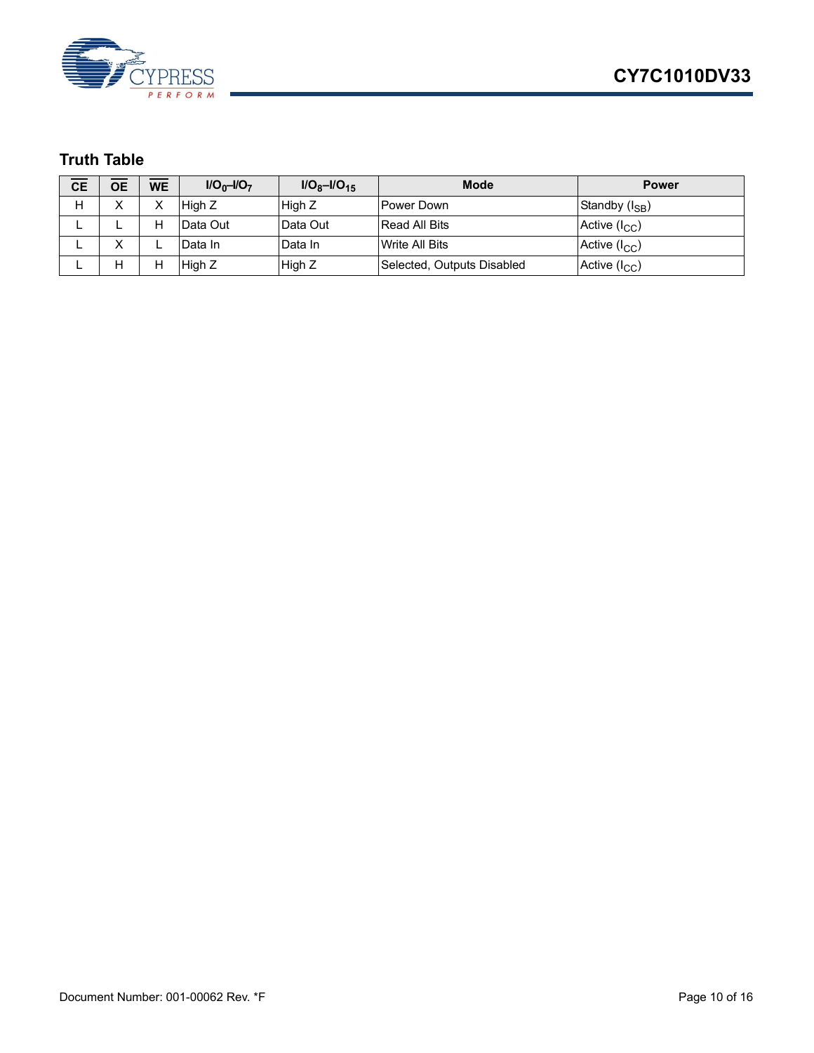## Truth Table

| $\overline{CE}$ | $\overline{OE}$ | $\overline{WE}$ | $I/O_0$–$I/O_7$ | $I/O_8$–$I/O_{15}$ | Mode | Power |
|---|---|---|---|---|---|---|
| H | X | X | High Z | High Z | Power Down | Standby ($I_{SB}$) |
| L | L | H | Data Out | Data Out | Read All Bits | Active ($I_{CC}$) |
| L | X | L | Data In | Data In | Write All Bits | Active ($I_{CC}$) |
| L | H | H | High Z | High Z | Selected, Outputs Disabled | Active ($I_{CC}$) |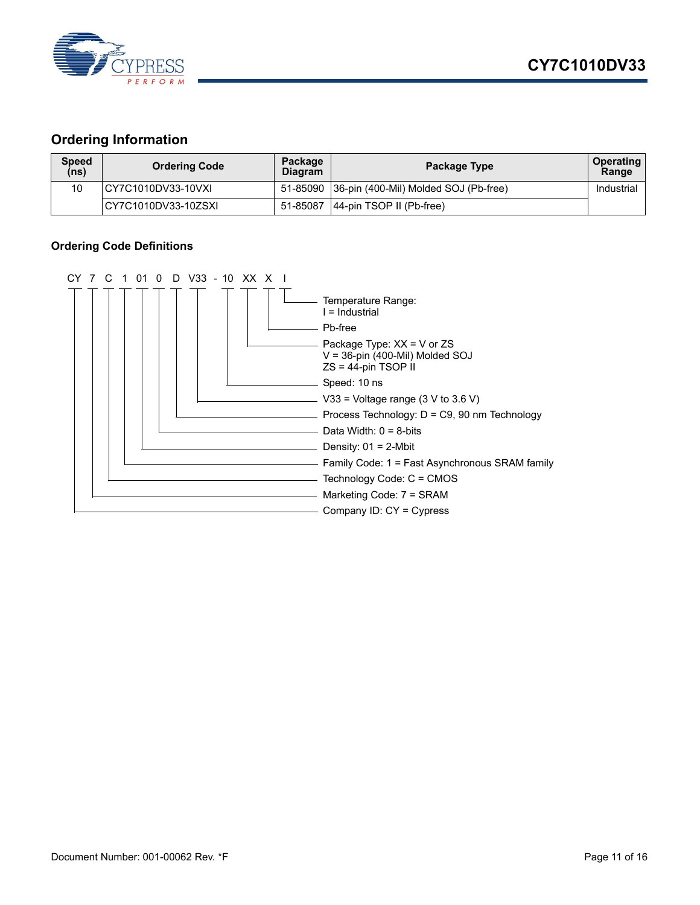## Ordering Information

| Speed (ns) | Ordering Code | Package Diagram | Package Type | Operating Range |
|---|---|---|---|---|
| 10 | CY7C1010DV33-10VXI | 51-85090 | 36-pin (400-Mil) Molded SOJ (Pb-free) | Industrial |
| | CY7C1010DV33-10ZSXI | 51-85087 | 44-pin TSOP II (Pb-free) | |

### Ordering Code Definitions

CY 7 C 1 01 0 D V33 - 10 XX X I

- Temperature Range: I = Industrial
- Pb-free
- Package Type: XX = V or ZS
  V = 36-pin (400-Mil) Molded SOJ
  ZS = 44-pin TSOP II
- Speed: 10 ns
- V33 = Voltage range (3 V to 3.6 V)
- Process Technology: D = C9, 90 nm Technology
- Data Width: 0 = 8-bits
- Density: 01 = 2-Mbit
- Family Code: 1 = Fast Asynchronous SRAM family
- Technology Code: C = CMOS
- Marketing Code: 7 = SRAM
- Company ID: CY = Cypress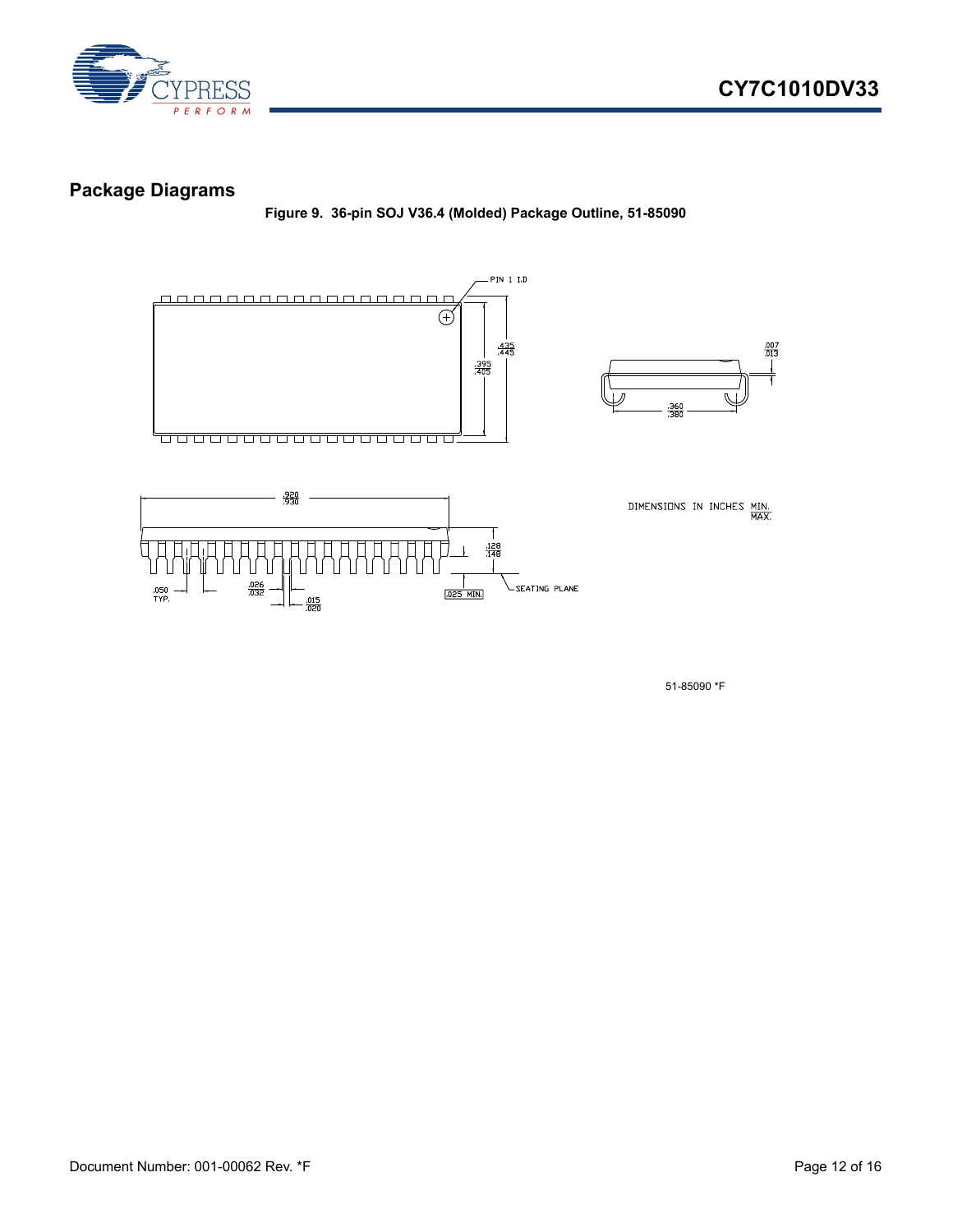## Package Diagrams

**Figure 9. 36-pin SOJ V36.4 (Molded) Package Outline, 51-85090**

PIN 1 I.D

.435
.445

.395
.405

.007
.013

.360
.380

.920
.930

DIMENSIONS IN INCHES MIN.
MAX.

.128
.148

SEATING PLANE

.025 MIN.

.050
TYP.

.026
.032

.015
.020

51-85090 *F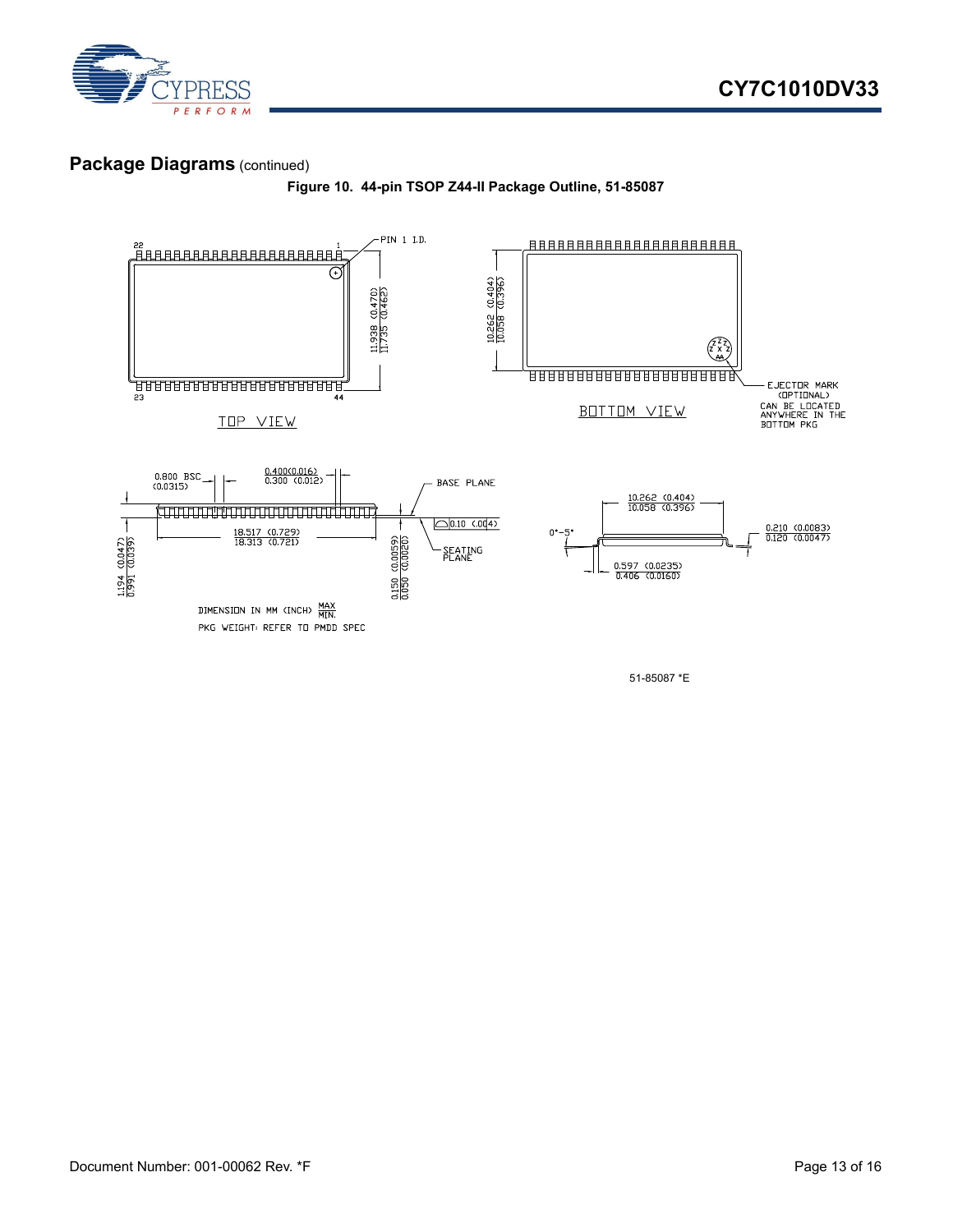## Package Diagrams (continued)

**Figure 10. 44-pin TSOP Z44-II Package Outline, 51-85087**

PIN 1 I.D.

22 1

23 44

11.938 (0.470)
11.735 (0.462)

TOP VIEW

10.262 (0.404)
10.058 (0.396)

BOTTOM VIEW

EJECTOR MARK
(OPTIONAL)
CAN BE LOCATED
ANYWHERE IN THE
BOTTOM PKG

0.800 BSC
(0.0315)

0.400(0.016)
0.300 (0.012)

BASE PLANE

18.517 (0.729)
18.313 (0.721)

0.10 (.004)

1.194 (0.047)
0.991 (0.039)

0.150 (0.0059)
0.050 (0.0020)

SEATING
PLANE

10.262 (0.404)
10.058 (0.396)

0°-5°

0.210 (0.0083)
0.120 (0.0047)

0.597 (0.0235)
0.406 (0.0160)

DIMENSION IN MM (INCH) MAX/MIN.

PKG WEIGHT: REFER TO PMDD SPEC

51-85087 *E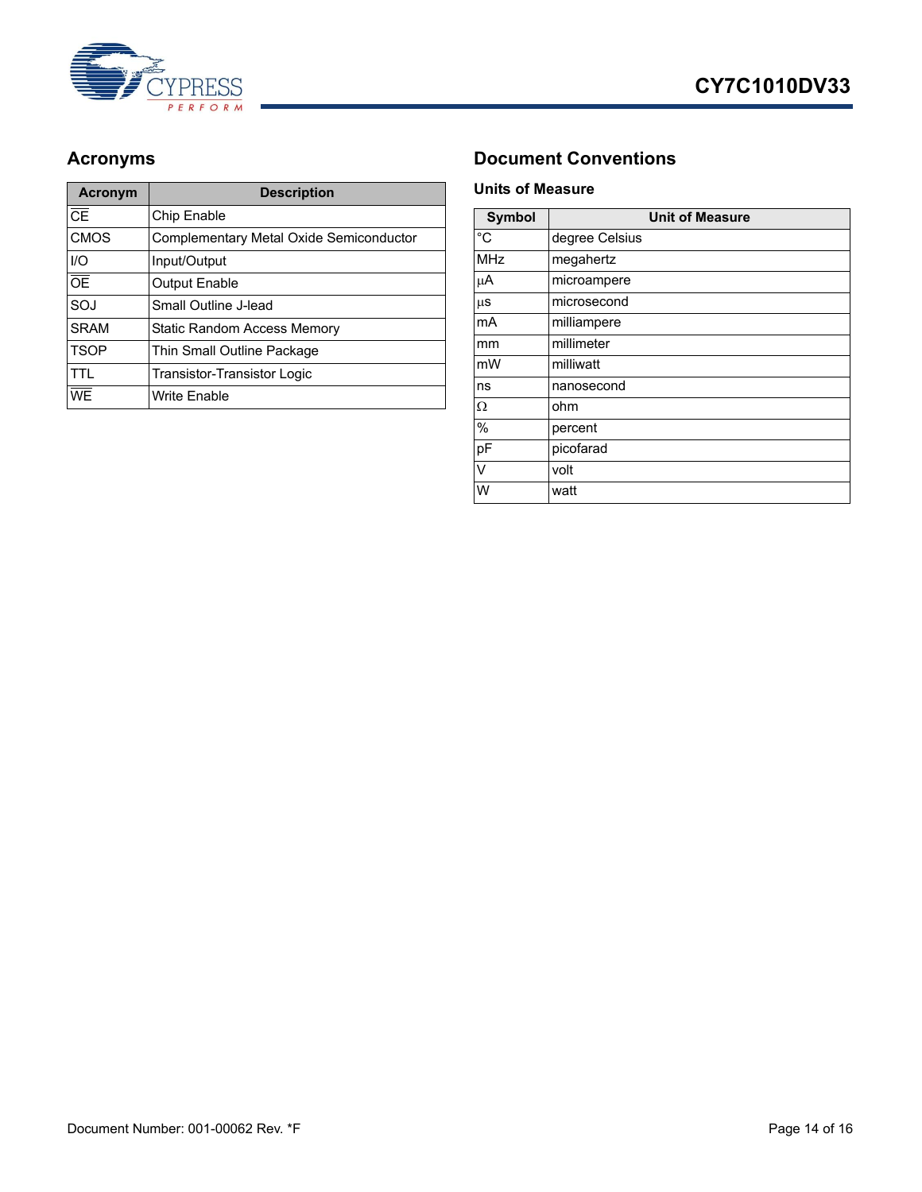## Acronyms

| Acronym | Description |
|---|---|
| $\overline{CE}$ | Chip Enable |
| CMOS | Complementary Metal Oxide Semiconductor |
| I/O | Input/Output |
| $\overline{OE}$ | Output Enable |
| SOJ | Small Outline J-lead |
| SRAM | Static Random Access Memory |
| TSOP | Thin Small Outline Package |
| TTL | Transistor-Transistor Logic |
| $\overline{WE}$ | Write Enable |

## Document Conventions

### Units of Measure

| Symbol | Unit of Measure |
|---|---|
| °C | degree Celsius |
| MHz | megahertz |
| µA | microampere |
| µs | microsecond |
| mA | milliampere |
| mm | millimeter |
| mW | milliwatt |
| ns | nanosecond |
| Ω | ohm |
| % | percent |
| pF | picofarad |
| V | volt |
| W | watt |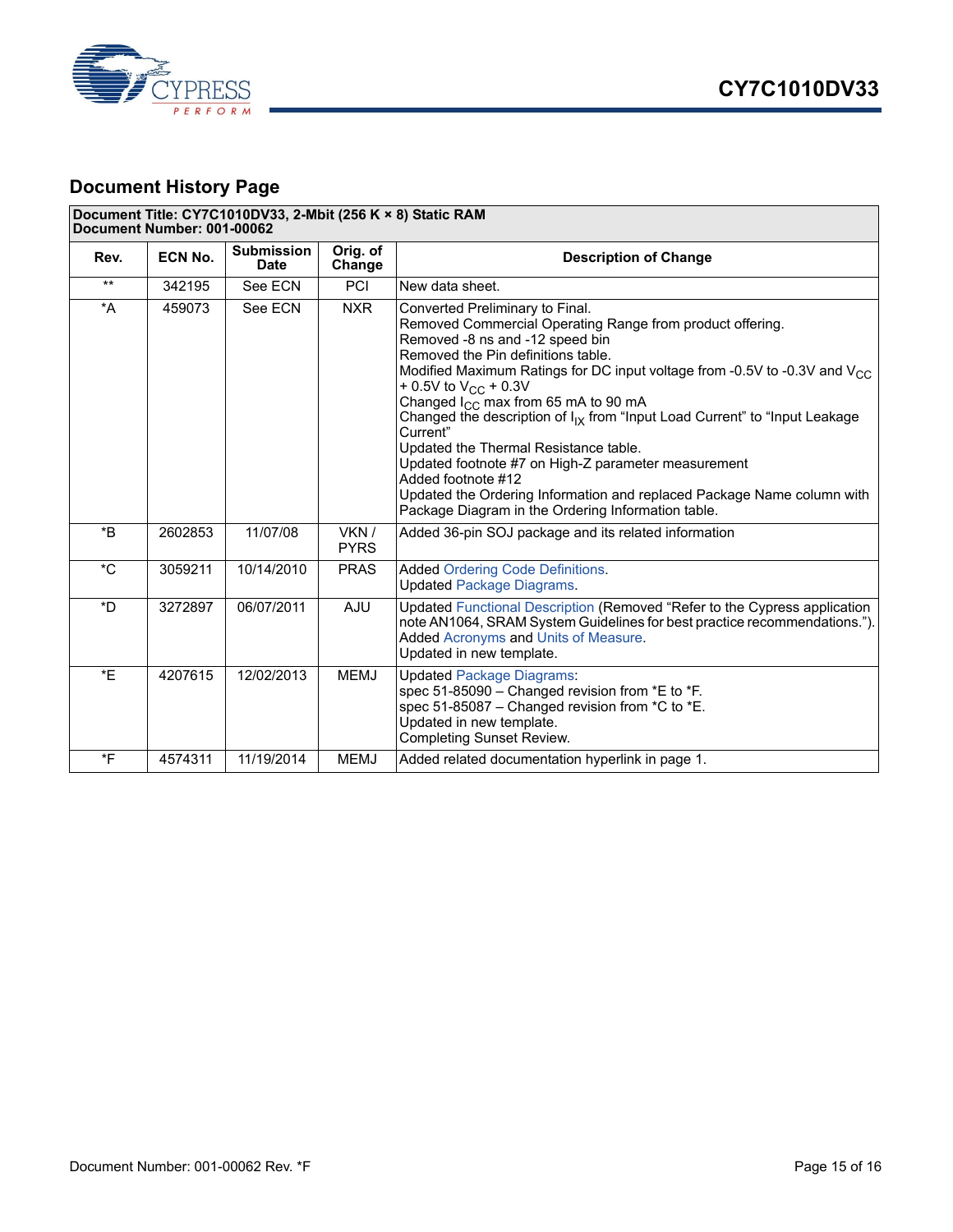## Document History Page

| Document Title: CY7C1010DV33, 2-Mbit (256 K × 8) Static RAM<br>Document Number: 001-00062 | | | | |
|---|---|---|---|---|
| **Rev.** | **ECN No.** | **Submission Date** | **Orig. of Change** | **Description of Change** |
| ** | 342195 | See ECN | PCI | New data sheet. |
| *A | 459073 | See ECN | NXR | Converted Preliminary to Final.<br>Removed Commercial Operating Range from product offering.<br>Removed -8 ns and -12 speed bin<br>Removed the Pin definitions table.<br>Modified Maximum Ratings for DC input voltage from -0.5V to -0.3V and $V_{CC}$ + 0.5V to $V_{CC}$ + 0.3V<br>Changed $I_{CC}$ max from 65 mA to 90 mA<br>Changed the description of $I_{IX}$ from "Input Load Current" to "Input Leakage Current"<br>Updated the Thermal Resistance table.<br>Updated footnote #7 on High-Z parameter measurement<br>Added footnote #12<br>Updated the Ordering Information and replaced Package Name column with Package Diagram in the Ordering Information table. |
| *B | 2602853 | 11/07/08 | VKN / PYRS | Added 36-pin SOJ package and its related information |
| *C | 3059211 | 10/14/2010 | PRAS | Added Ordering Code Definitions.<br>Updated Package Diagrams. |
| *D | 3272897 | 06/07/2011 | AJU | Updated Functional Description (Removed "Refer to the Cypress application note AN1064, SRAM System Guidelines for best practice recommendations.").<br>Added Acronyms and Units of Measure.<br>Updated in new template. |
| *E | 4207615 | 12/02/2013 | MEMJ | Updated Package Diagrams:<br>spec 51-85090 – Changed revision from *E to *F.<br>spec 51-85087 – Changed revision from *C to *E.<br>Updated in new template.<br>Completing Sunset Review. |
| *F | 4574311 | 11/19/2014 | MEMJ | Added related documentation hyperlink in page 1. |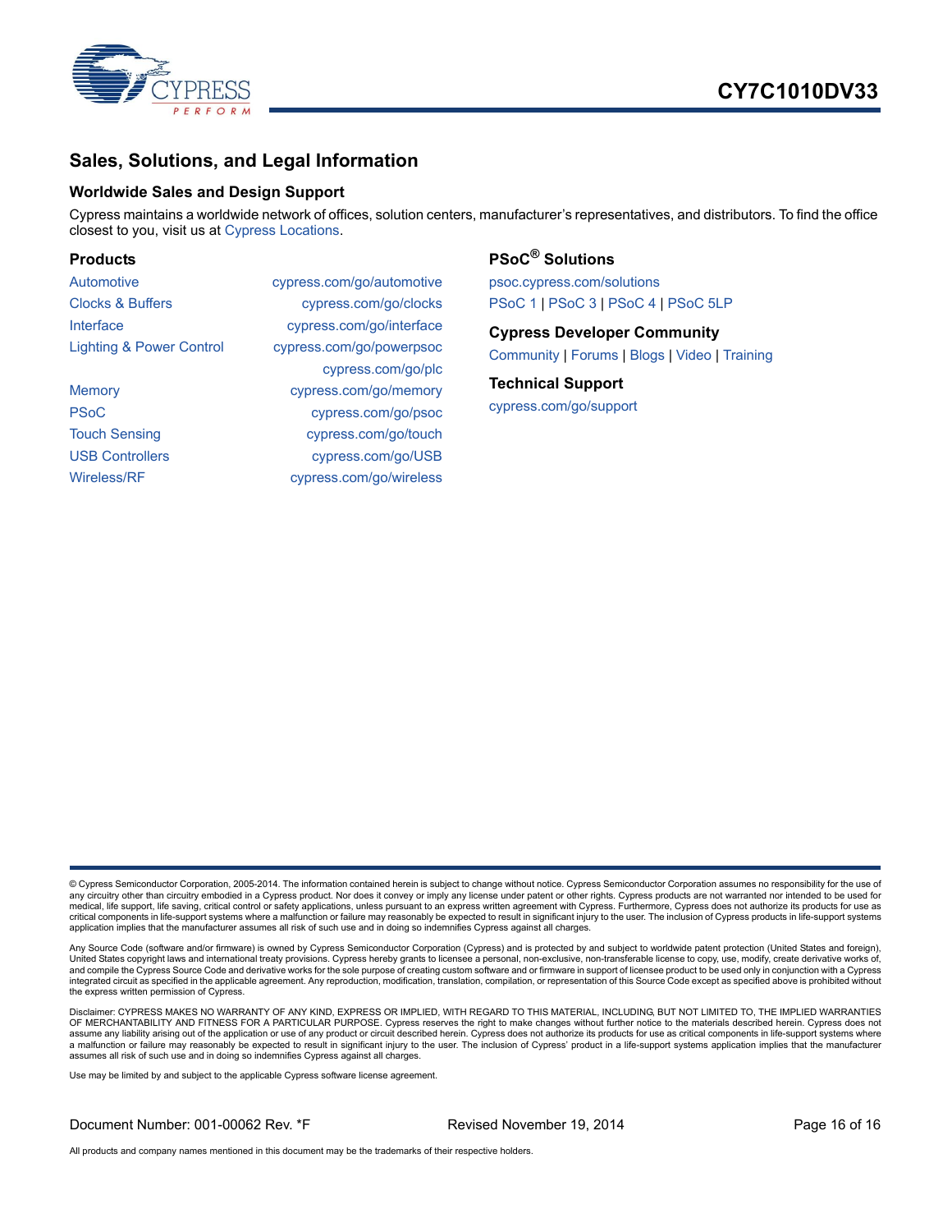## Sales, Solutions, and Legal Information

### Worldwide Sales and Design Support

Cypress maintains a worldwide network of offices, solution centers, manufacturer's representatives, and distributors. To find the office closest to you, visit us at Cypress Locations.

### Products

| | |
|---|---|
| Automotive | cypress.com/go/automotive |
| Clocks & Buffers | cypress.com/go/clocks |
| Interface | cypress.com/go/interface |
| Lighting & Power Control | cypress.com/go/powerpsoc |
| | cypress.com/go/plc |
| Memory | cypress.com/go/memory |
| PSoC | cypress.com/go/psoc |
| Touch Sensing | cypress.com/go/touch |
| USB Controllers | cypress.com/go/USB |
| Wireless/RF | cypress.com/go/wireless |

### PSoC® Solutions

psoc.cypress.com/solutions

PSoC 1 | PSoC 3 | PSoC 4 | PSoC 5LP

### Cypress Developer Community

Community | Forums | Blogs | Video | Training

### Technical Support

cypress.com/go/support

© Cypress Semiconductor Corporation, 2005-2014. The information contained herein is subject to change without notice. Cypress Semiconductor Corporation assumes no responsibility for the use of any circuitry other than circuitry embodied in a Cypress product. Nor does it convey or imply any license under patent or other rights. Cypress products are not warranted nor intended to be used for medical, life support, life saving, critical control or safety applications, unless pursuant to an express written agreement with Cypress. Furthermore, Cypress does not authorize its products for use as critical components in life-support systems where a malfunction or failure may reasonably be expected to result in significant injury to the user. The inclusion of Cypress products in life-support systems application implies that the manufacturer assumes all risk of such use and in doing so indemnifies Cypress against all charges.

Any Source Code (software and/or firmware) is owned by Cypress Semiconductor Corporation (Cypress) and is protected by and subject to worldwide patent protection (United States and foreign), United States copyright laws and international treaty provisions. Cypress hereby grants to licensee a personal, non-exclusive, non-transferable license to copy, use, modify, create derivative works of, and compile the Cypress Source Code and derivative works for the sole purpose of creating custom software and or firmware in support of licensee product to be used only in conjunction with a Cypress integrated circuit as specified in the applicable agreement. Any reproduction, modification, translation, compilation, or representation of this Source Code except as specified above is prohibited without the express written permission of Cypress.

Disclaimer: CYPRESS MAKES NO WARRANTY OF ANY KIND, EXPRESS OR IMPLIED, WITH REGARD TO THIS MATERIAL, INCLUDING, BUT NOT LIMITED TO, THE IMPLIED WARRANTIES OF MERCHANTABILITY AND FITNESS FOR A PARTICULAR PURPOSE. Cypress reserves the right to make changes without further notice to the materials described herein. Cypress does not assume any liability arising out of the application or use of any product or circuit described herein. Cypress does not authorize its products for use as critical components in life-support systems where a malfunction or failure may reasonably be expected to result in significant injury to the user. The inclusion of Cypress' product in a life-support systems application implies that the manufacturer assumes all risk of such use and in doing so indemnifies Cypress against all charges.

Use may be limited by and subject to the applicable Cypress software license agreement.

Document Number: 001-00062 Rev. *F Revised November 19, 2014

All products and company names mentioned in this document may be the trademarks of their respective holders.